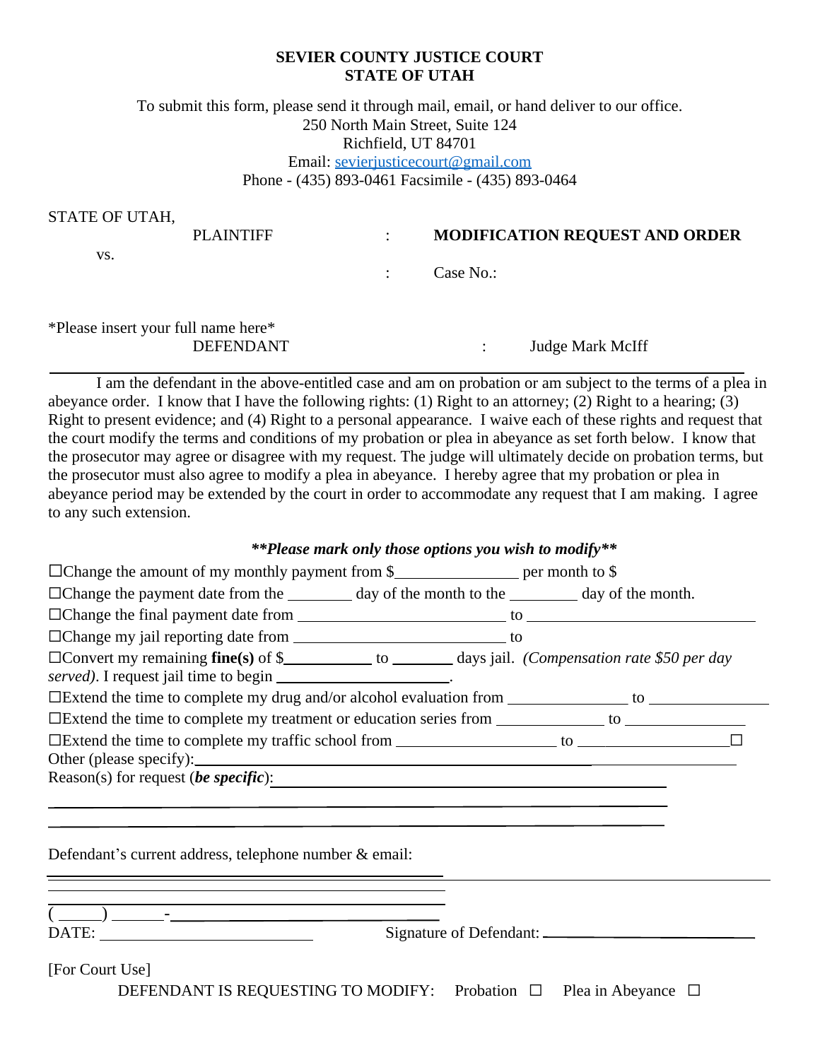**SEVIER COUNTY JUSTICE COURT**
**STATE OF UTAH**

To submit this form, please send it through mail, email, or hand deliver to our office.
250 North Main Street, Suite 124
Richfield, UT 84701
Email: sevierjusticecourt@gmail.com
Phone - (435) 893-0461 Facsimile - (435) 893-0464

STATE OF UTAH,
PLAINTIFF : **MODIFICATION REQUEST AND ORDER**

vs.
: Case No.:

*Please insert your full name here*
DEFENDANT : Judge Mark McIff

---

I am the defendant in the above-entitled case and am on probation or am subject to the terms of a plea in abeyance order. I know that I have the following rights: (1) Right to an attorney; (2) Right to a hearing; (3) Right to present evidence; and (4) Right to a personal appearance. I waive each of these rights and request that the court modify the terms and conditions of my probation or plea in abeyance as set forth below. I know that the prosecutor may agree or disagree with my request. The judge will ultimately decide on probation terms, but the prosecutor must also agree to modify a plea in abeyance. I hereby agree that my probation or plea in abeyance period may be extended by the court in order to accommodate any request that I am making. I agree to any such extension.

***\*\*Please mark only those options you wish to modify\*\****

☐Change the amount of my monthly payment from $______________ per month to $

☐Change the payment date from the ________ day of the month to the ________ day of the month.

☐Change the final payment date from __________________________ to __________________________

☐Change my jail reporting date from __________________________ to

☐Convert my remaining **fine(s)** of $___________ to ________ days jail. *(Compensation rate $50 per day served)*. I request jail time to begin ____________________.

☐Extend the time to complete my drug and/or alcohol evaluation from _______________ to _______________

☐Extend the time to complete my treatment or education series from _____________ to _______________

☐Extend the time to complete my traffic school from ____________________ to ____________________☐

Other (please specify):______________________________________________________________

Reason(s) for request (***be specific***):______________________________________________________________

______________________________________________________________

______________________________________________________________

Defendant's current address, telephone number & email:

______________________________________________________________

______________________________________________________________

______________________________________________________________

( _____ ) ______-______________________________

DATE: __________________________ Signature of Defendant: __________________________

[For Court Use]

DEFENDANT IS REQUESTING TO MODIFY: Probation ☐ Plea in Abeyance ☐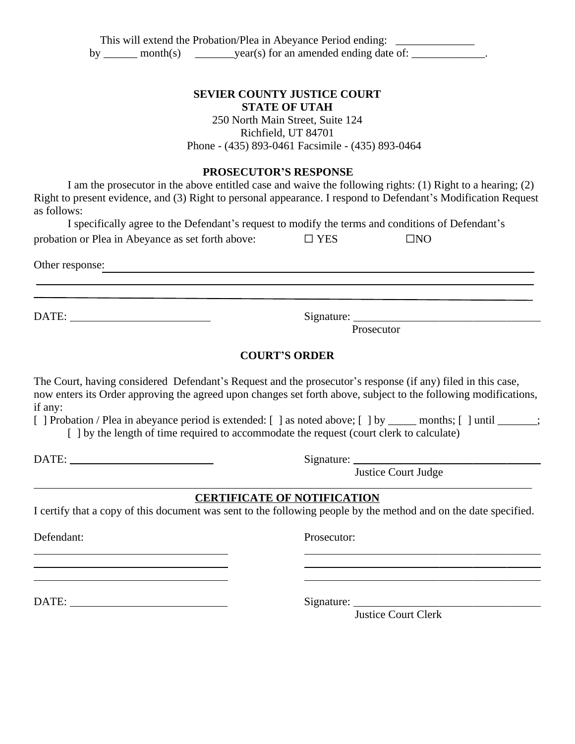This will extend the Probation/Plea in Abeyance Period ending: ______________
by ______ month(s) _______year(s) for an amended ending date of: _____________.

**SEVIER COUNTY JUSTICE COURT**
**STATE OF UTAH**
250 North Main Street, Suite 124
Richfield, UT 84701
Phone - (435) 893-0461 Facsimile - (435) 893-0464

## PROSECUTOR'S RESPONSE

I am the prosecutor in the above entitled case and waive the following rights: (1) Right to a hearing; (2) Right to present evidence, and (3) Right to personal appearance. I respond to Defendant's Modification Request as follows:

I specifically agree to the Defendant's request to modify the terms and conditions of Defendant's probation or Plea in Abeyance as set forth above: ☐ YES ☐NO

Other response: ______________________________________________________________
______________________________________________________________
______________________________________________________________

DATE: ________________________ Signature: ________________________________
Prosecutor

## COURT'S ORDER

The Court, having considered Defendant's Request and the prosecutor's response (if any) filed in this case, now enters its Order approving the agreed upon changes set forth above, subject to the following modifications, if any:

[ ] Probation / Plea in abeyance period is extended: [ ] as noted above; [ ] by _____ months; [ ] until _______;
[ ] by the length of time required to accommodate the request (court clerk to calculate)

DATE: ________________________ Signature: ________________________________
Justice Court Judge

## CERTIFICATE OF NOTIFICATION

I certify that a copy of this document was sent to the following people by the method and on the date specified.

Defendant: Prosecutor:

________________________________ ________________________________
________________________________ ________________________________
________________________________ ________________________________

DATE: ________________________ Signature: ________________________________
Justice Court Clerk